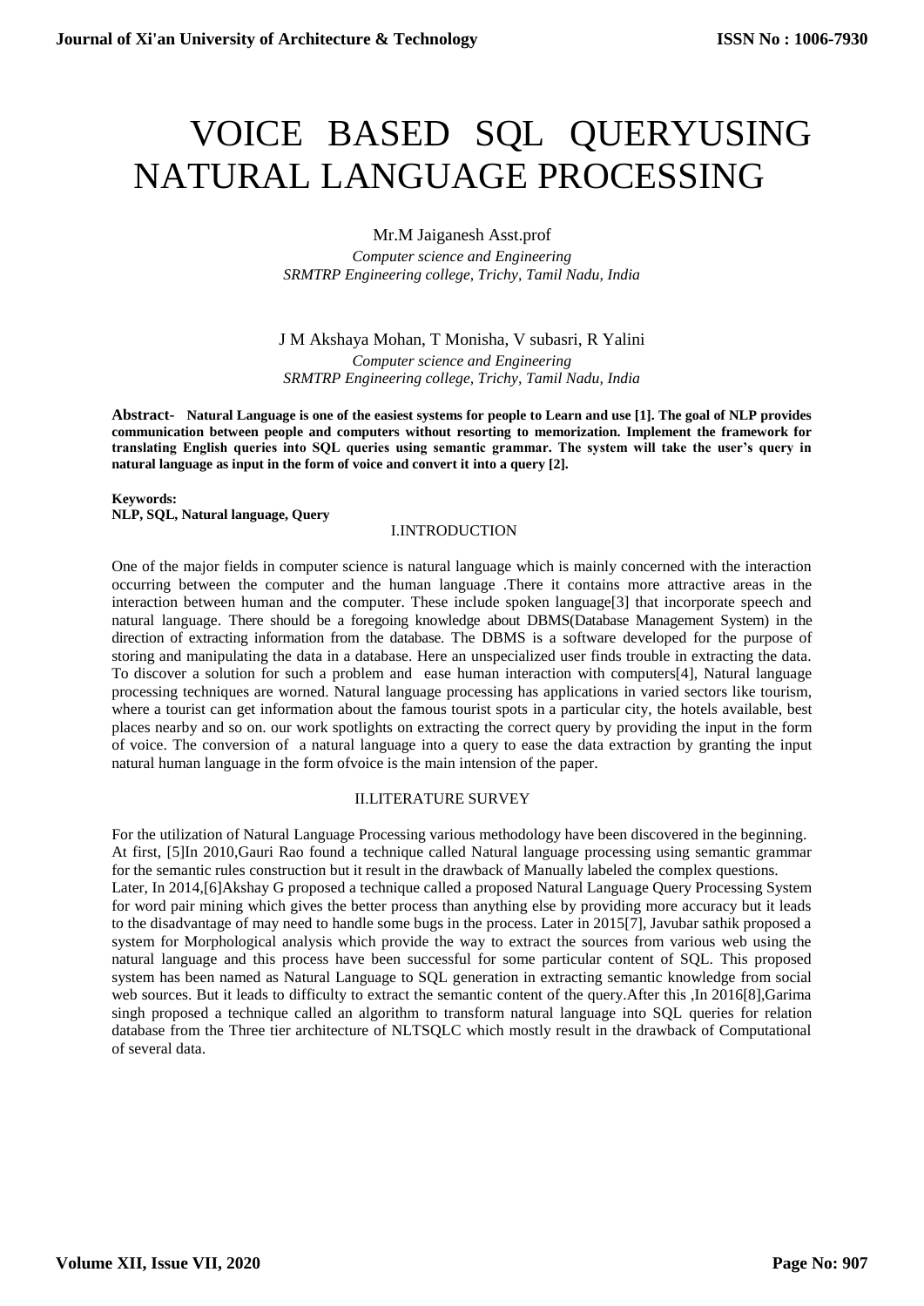# VOICE BASED SQL QUERYUSING NATURAL LANGUAGE PROCESSING

Mr.M Jaiganesh Asst.prof

*Computer science and Engineering*
*SRMTRP Engineering college, Trichy, Tamil Nadu, India*

J M Akshaya Mohan, T Monisha, V subasri, R Yalini

*Computer science and Engineering*
*SRMTRP Engineering college, Trichy, Tamil Nadu, India*

**Abstract- Natural Language is one of the easiest systems for people to Learn and use [1]. The goal of NLP provides communication between people and computers without resorting to memorization. Implement the framework for translating English queries into SQL queries using semantic grammar. The system will take the user's query in natural language as input in the form of voice and convert it into a query [2].**

**Keywords:**
**NLP, SQL, Natural language, Query**

## I.INTRODUCTION

One of the major fields in computer science is natural language which is mainly concerned with the interaction occurring between the computer and the human language .There it contains more attractive areas in the interaction between human and the computer. These include spoken language[3] that incorporate speech and natural language. There should be a foregoing knowledge about DBMS(Database Management System) in the direction of extracting information from the database. The DBMS is a software developed for the purpose of storing and manipulating the data in a database. Here an unspecialized user finds trouble in extracting the data. To discover a solution for such a problem and ease human interaction with computers[4], Natural language processing techniques are worned. Natural language processing has applications in varied sectors like tourism, where a tourist can get information about the famous tourist spots in a particular city, the hotels available, best places nearby and so on. our work spotlights on extracting the correct query by providing the input in the form of voice. The conversion of a natural language into a query to ease the data extraction by granting the input natural human language in the form ofvoice is the main intension of the paper.

## II.LITERATURE SURVEY

For the utilization of Natural Language Processing various methodology have been discovered in the beginning. At first, [5]In 2010,Gauri Rao found a technique called Natural language processing using semantic grammar for the semantic rules construction but it result in the drawback of Manually labeled the complex questions.
Later, In 2014,[6]Akshay G proposed a technique called a proposed Natural Language Query Processing System for word pair mining which gives the better process than anything else by providing more accuracy but it leads to the disadvantage of may need to handle some bugs in the process. Later in 2015[7], Javubar sathik proposed a system for Morphological analysis which provide the way to extract the sources from various web using the natural language and this process have been successful for some particular content of SQL. This proposed system has been named as Natural Language to SQL generation in extracting semantic knowledge from social web sources. But it leads to difficulty to extract the semantic content of the query.After this ,In 2016[8],Garima singh proposed a technique called an algorithm to transform natural language into SQL queries for relation database from the Three tier architecture of NLTSQLC which mostly result in the drawback of Computational of several data.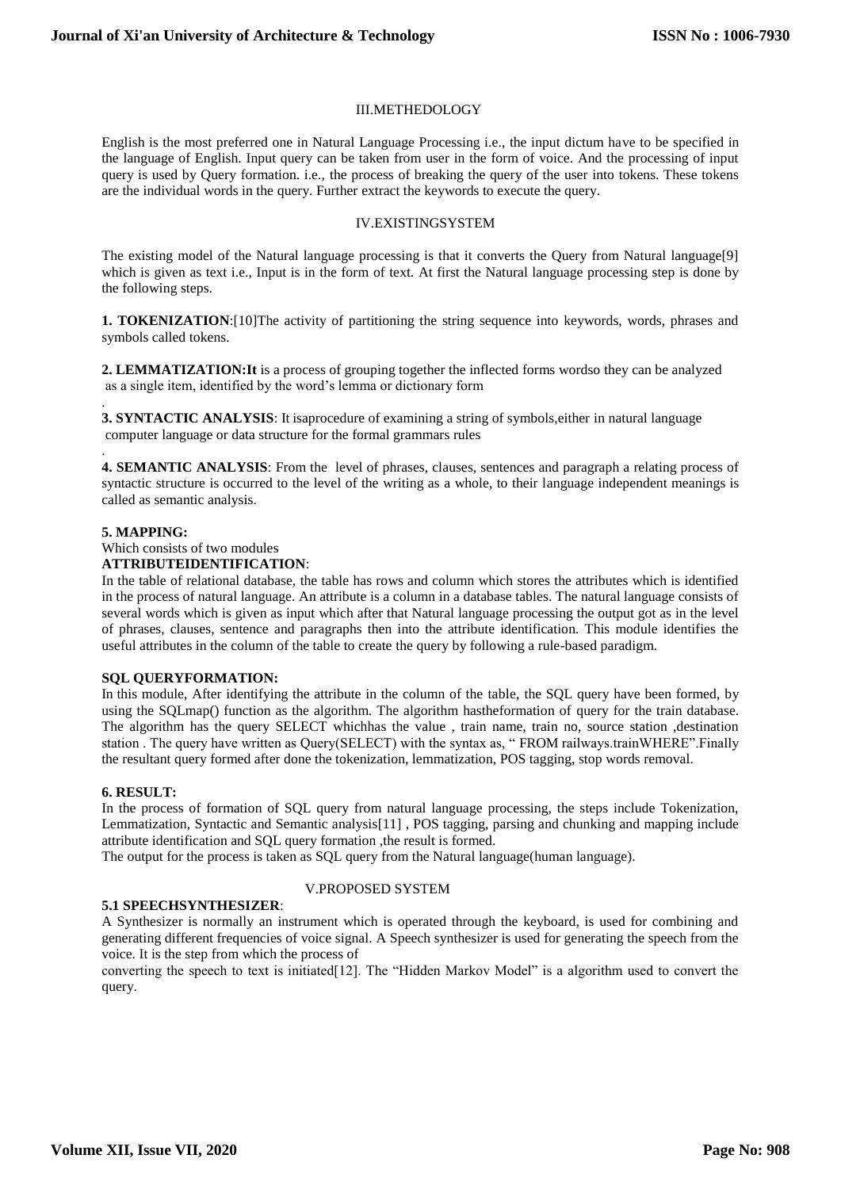## III.METHEDOLOGY

English is the most preferred one in Natural Language Processing i.e., the input dictum have to be specified in the language of English. Input query can be taken from user in the form of voice. And the processing of input query is used by Query formation. i.e., the process of breaking the query of the user into tokens. These tokens are the individual words in the query. Further extract the keywords to execute the query.

## IV.EXISTINGSYSTEM

The existing model of the Natural language processing is that it converts the Query from Natural language[9] which is given as text i.e., Input is in the form of text. At first the Natural language processing step is done by the following steps.

**1. TOKENIZATION**:[10]The activity of partitioning the string sequence into keywords, words, phrases and symbols called tokens.

**2. LEMMATIZATION:It** is a process of grouping together the inflected forms wordso they can be analyzed as a single item, identified by the word's lemma or dictionary form

.

**3. SYNTACTIC ANALYSIS**: It isaprocedure of examining a string of symbols,either in natural language computer language or data structure for the formal grammars rules

.

**4. SEMANTIC ANALYSIS**: From the level of phrases, clauses, sentences and paragraph a relating process of syntactic structure is occurred to the level of the writing as a whole, to their language independent meanings is called as semantic analysis.

**5. MAPPING:**

Which consists of two modules

**ATTRIBUTEIDENTIFICATION**:

In the table of relational database, the table has rows and column which stores the attributes which is identified in the process of natural language. An attribute is a column in a database tables. The natural language consists of several words which is given as input which after that Natural language processing the output got as in the level of phrases, clauses, sentence and paragraphs then into the attribute identification. This module identifies the useful attributes in the column of the table to create the query by following a rule-based paradigm.

**SQL QUERYFORMATION:**

In this module, After identifying the attribute in the column of the table, the SQL query have been formed, by using the SQLmap() function as the algorithm. The algorithm hastheformation of query for the train database. The algorithm has the query SELECT whichhas the value , train name, train no, source station ,destination station . The query have written as Query(SELECT) with the syntax as, " FROM railways.trainWHERE".Finally the resultant query formed after done the tokenization, lemmatization, POS tagging, stop words removal.

**6. RESULT:**

In the process of formation of SQL query from natural language processing, the steps include Tokenization, Lemmatization, Syntactic and Semantic analysis[11] , POS tagging, parsing and chunking and mapping include attribute identification and SQL query formation ,the result is formed.

The output for the process is taken as SQL query from the Natural language(human language).

## V.PROPOSED SYSTEM

**5.1 SPEECHSYNTHESIZER**:

A Synthesizer is normally an instrument which is operated through the keyboard, is used for combining and generating different frequencies of voice signal. A Speech synthesizer is used for generating the speech from the voice. It is the step from which the process of

converting the speech to text is initiated[12]. The "Hidden Markov Model" is a algorithm used to convert the query.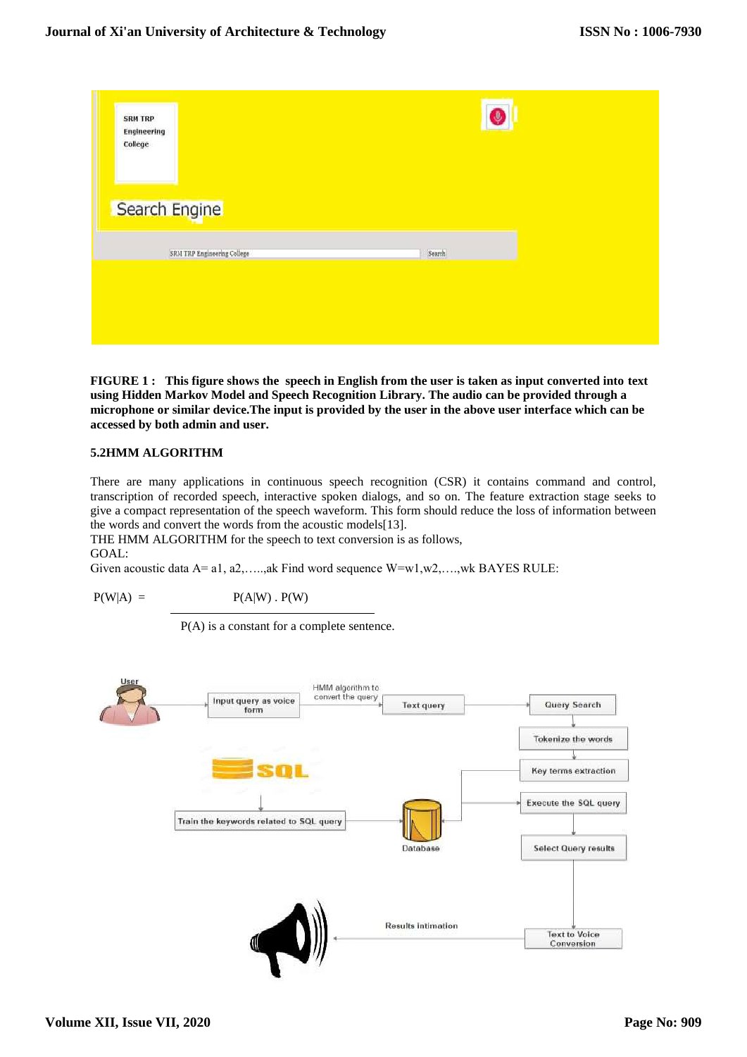**FIGURE 1 : This figure shows the speech in English from the user is taken as input converted into text using Hidden Markov Model and Speech Recognition Library. The audio can be provided through a microphone or similar device.The input is provided by the user in the above user interface which can be accessed by both admin and user.**

### 5.2HMM ALGORITHM

There are many applications in continuous speech recognition (CSR) it contains command and control, transcription of recorded speech, interactive spoken dialogs, and so on. The feature extraction stage seeks to give a compact representation of the speech waveform. This form should reduce the loss of information between the words and convert the words from the acoustic models[13].

THE HMM ALGORITHM for the speech to text conversion is as follows,

GOAL:

Given acoustic data A= a1, a2,…..,ak Find word sequence W=w1,w2,….,wk BAYES RULE:

$$P(W|A) = \frac{P(A|W) \cdot P(W)}{P(A)}$$

P(A) is a constant for a complete sentence.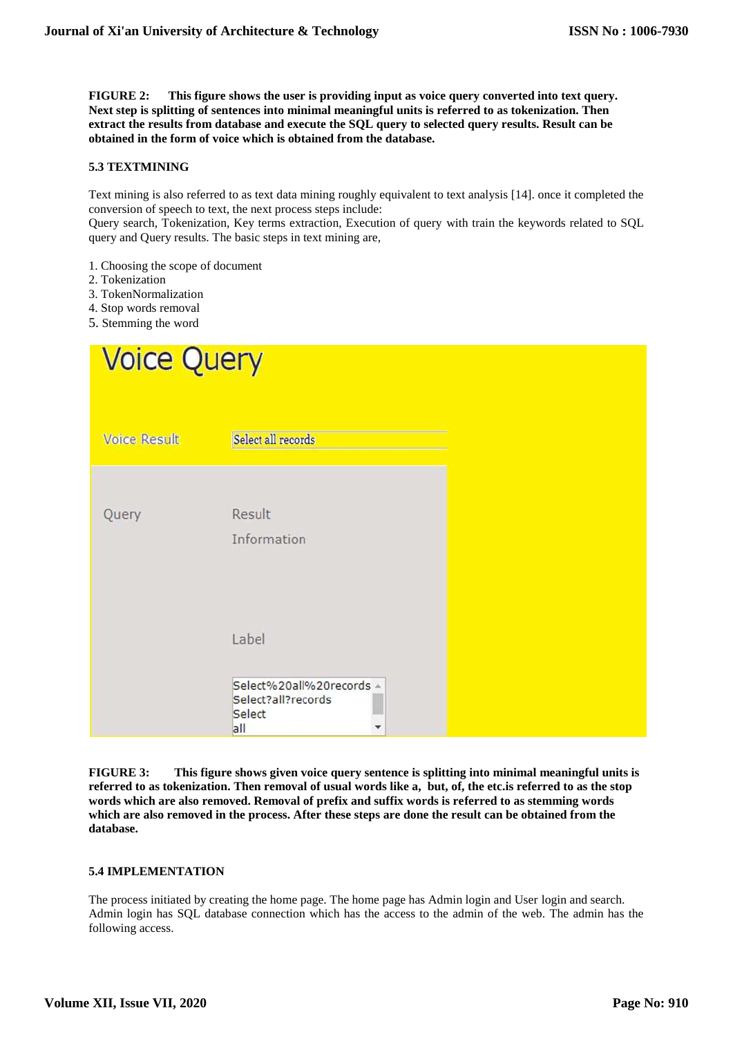**FIGURE 2:** **This figure shows the user is providing input as voice query converted into text query. Next step is splitting of sentences into minimal meaningful units is referred to as tokenization. Then extract the results from database and execute the SQL query to selected query results. Result can be obtained in the form of voice which is obtained from the database.**

### 5.3 TEXTMINING

Text mining is also referred to as text data mining roughly equivalent to text analysis [14]. once it completed the conversion of speech to text, the next process steps include:
Query search, Tokenization, Key terms extraction, Execution of query with train the keywords related to SQL query and Query results. The basic steps in text mining are,

1. Choosing the scope of document
2. Tokenization
3. TokenNormalization
4. Stop words removal
5. Stemming the word

Voice Query

Voice Result | Select all records

Query | Result | Information

Label

Select%20all%20records
Select?all?records
Select
all

**FIGURE 3:** **This figure shows given voice query sentence is splitting into minimal meaningful units is referred to as tokenization. Then removal of usual words like a, but, of, the etc.is referred to as the stop words which are also removed. Removal of prefix and suffix words is referred to as stemming words which are also removed in the process. After these steps are done the result can be obtained from the database.**

### 5.4 IMPLEMENTATION

The process initiated by creating the home page. The home page has Admin login and User login and search. Admin login has SQL database connection which has the access to the admin of the web. The admin has the following access.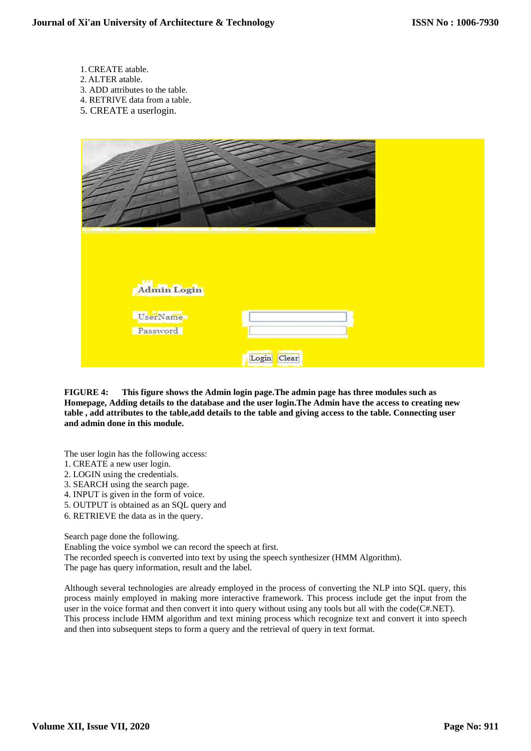1. CREATE atable.
2. ALTER atable.
3. ADD attributes to the table.
4. RETRIVE data from a table.
5. CREATE a userlogin.

**FIGURE 4: This figure shows the Admin login page.The admin page has three modules such as Homepage, Adding details to the database and the user login.The Admin have the access to creating new table , add attributes to the table,add details to the table and giving access to the table. Connecting user and admin done in this module.**

The user login has the following access:

1. CREATE a new user login.
2. LOGIN using the credentials.
3. SEARCH using the search page.
4. INPUT is given in the form of voice.
5. OUTPUT is obtained as an SQL query and
6. RETRIEVE the data as in the query.

Search page done the following.
Enabling the voice symbol we can record the speech at first.
The recorded speech is converted into text by using the speech synthesizer (HMM Algorithm).
The page has query information, result and the label.

Although several technologies are already employed in the process of converting the NLP into SQL query, this process mainly employed in making more interactive framework. This process include get the input from the user in the voice format and then convert it into query without using any tools but all with the code(C#.NET). This process include HMM algorithm and text mining process which recognize text and convert it into speech and then into subsequent steps to form a query and the retrieval of query in text format.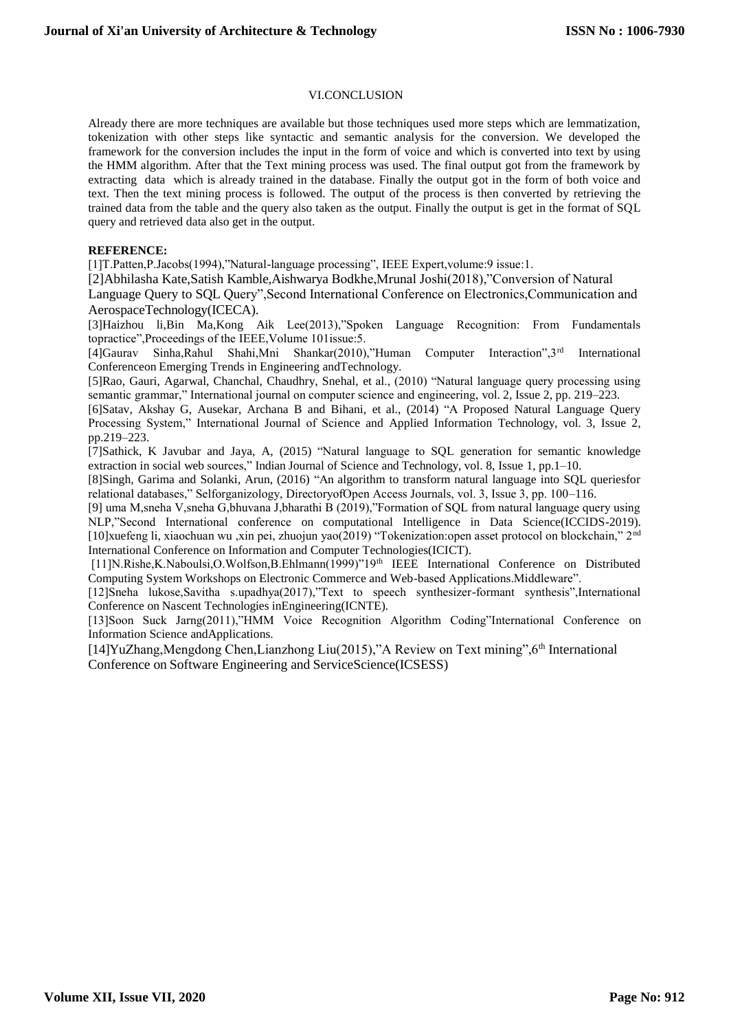## VI.CONCLUSION

Already there are more techniques are available but those techniques used more steps which are lemmatization, tokenization with other steps like syntactic and semantic analysis for the conversion. We developed the framework for the conversion includes the input in the form of voice and which is converted into text by using the HMM algorithm. After that the Text mining process was used. The final output got from the framework by extracting data which is already trained in the database. Finally the output got in the form of both voice and text. Then the text mining process is followed. The output of the process is then converted by retrieving the trained data from the table and the query also taken as the output. Finally the output is get in the format of SQL query and retrieved data also get in the output.

**REFERENCE:**

[1]T.Patten,P.Jacobs(1994),"Natural-language processing", IEEE Expert,volume:9 issue:1.

[2]Abhilasha Kate,Satish Kamble,Aishwarya Bodkhe,Mrunal Joshi(2018),"Conversion of Natural Language Query to SQL Query",Second International Conference on Electronics,Communication and AerospaceTechnology(ICECA).

[3]Haizhou li,Bin Ma,Kong Aik Lee(2013),"Spoken Language Recognition: From Fundamentals topractice",Proceedings of the IEEE,Volume 101issue:5.

[4]Gaurav Sinha,Rahul Shahi,Mni Shankar(2010),"Human Computer Interaction",3rd International Conferenceon Emerging Trends in Engineering andTechnology.

[5]Rao, Gauri, Agarwal, Chanchal, Chaudhry, Snehal, et al., (2010) "Natural language query processing using semantic grammar," International journal on computer science and engineering, vol. 2, Issue 2, pp. 219–223.

[6]Satav, Akshay G, Ausekar, Archana B and Bihani, et al., (2014) "A Proposed Natural Language Query Processing System," International Journal of Science and Applied Information Technology, vol. 3, Issue 2, pp.219–223.

[7]Sathick, K Javubar and Jaya, A, (2015) "Natural language to SQL generation for semantic knowledge extraction in social web sources," Indian Journal of Science and Technology, vol. 8, Issue 1, pp.1–10.

[8]Singh, Garima and Solanki, Arun, (2016) "An algorithm to transform natural language into SQL queriesfor relational databases," Selforganizology, DirectoryofOpen Access Journals, vol. 3, Issue 3, pp. 100–116.

[9] uma M,sneha V,sneha G,bhuvana J,bharathi B (2019),"Formation of SQL from natural language query using NLP,"Second International conference on computational Intelligence in Data Science(ICCIDS-2019).

[10]xuefeng li, xiaochuan wu ,xin pei, zhuojun yao(2019) "Tokenization:open asset protocol on blockchain," 2nd International Conference on Information and Computer Technologies(ICICT).

[11]N.Rishe,K.Naboulsi,O.Wolfson,B.Ehlmann(1999)"19th IEEE International Conference on Distributed Computing System Workshops on Electronic Commerce and Web-based Applications.Middleware".

[12]Sneha lukose,Savitha s.upadhya(2017),"Text to speech synthesizer-formant synthesis",International Conference on Nascent Technologies inEngineering(ICNTE).

[13]Soon Suck Jarng(2011),"HMM Voice Recognition Algorithm Coding"International Conference on Information Science andApplications.

[14]YuZhang,Mengdong Chen,Lianzhong Liu(2015),"A Review on Text mining",6th International Conference on Software Engineering and ServiceScience(ICSESS)